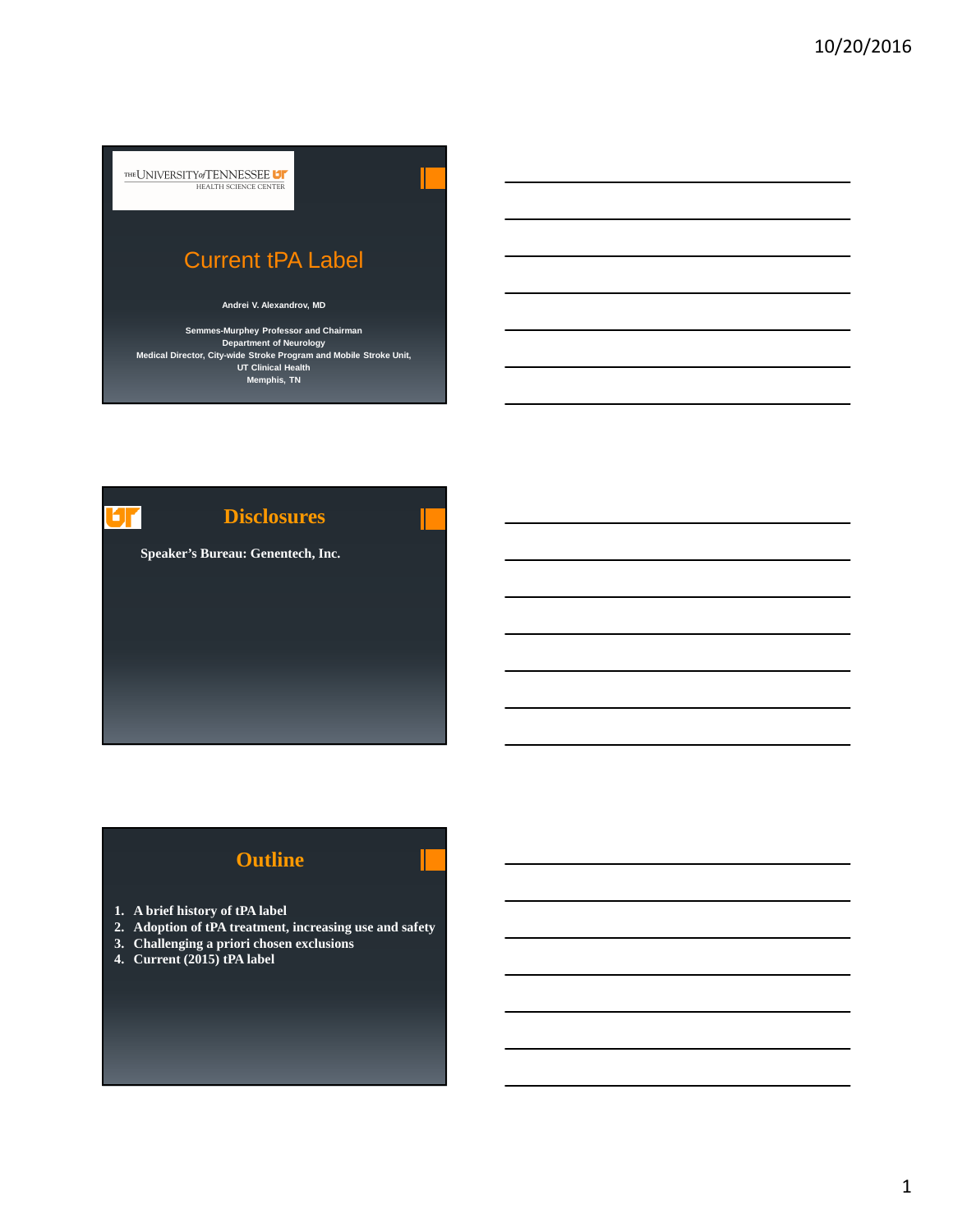THE UNIVERSITY of TENNESSEE
HEALTH SCIENCE CENTER

# Current tPA Label

**Andrei V. Alexandrov, MD**

**Semmes-Murphey Professor and Chairman**
**Department of Neurology**
**Medical Director, City-wide Stroke Program and Mobile Stroke Unit,**
**UT Clinical Health**
**Memphis, TN**

# Disclosures

**Speaker's Bureau: Genentech, Inc.**

# Outline

1. **A brief history of tPA label**
2. **Adoption of tPA treatment, increasing use and safety**
3. **Challenging a priori chosen exclusions**
4. **Current (2015) tPA label**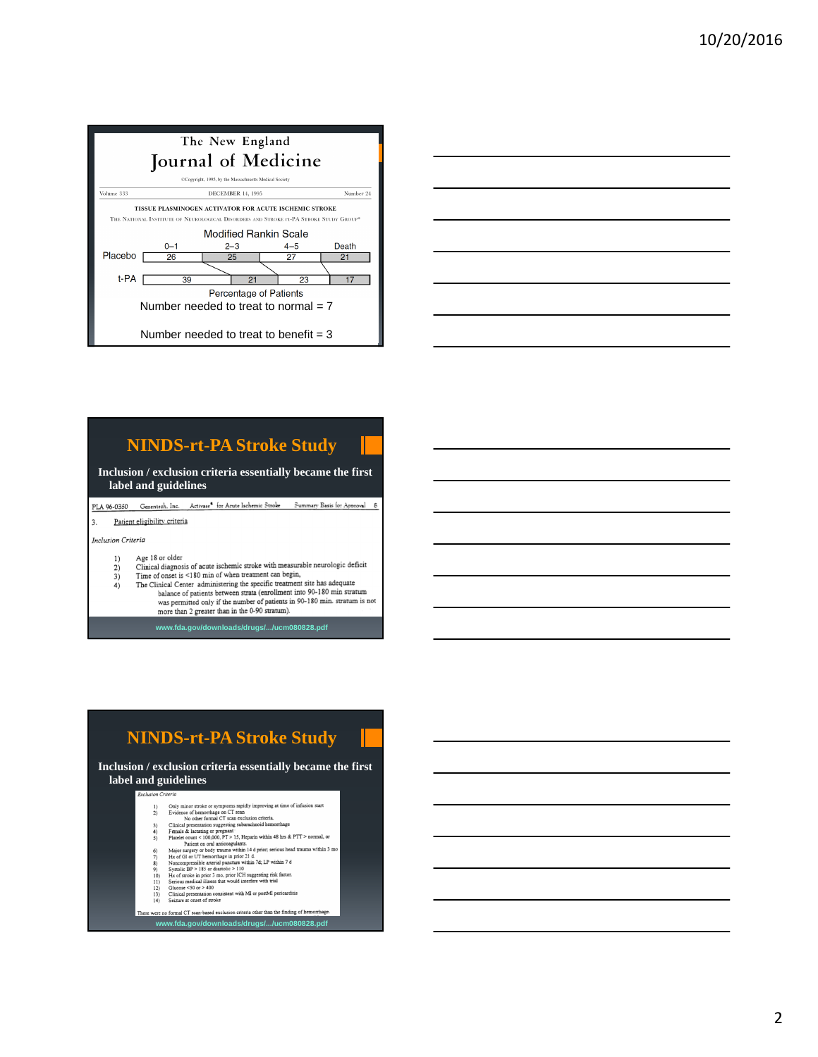## The New England Journal of Medicine

©Copyright, 1995, by the Massachusetts Medical Society

Volume 333 — DECEMBER 14, 1995 — Number 24

**TISSUE PLASMINOGEN ACTIVATOR FOR ACUTE ISCHEMIC STROKE**

The National Institute of Neurological Disorders and Stroke rt-PA Stroke Study Group*

Modified Rankin Scale

| | 0–1 | 2–3 | 4–5 | Death |
|---|---|---|---|---|
| Placebo | 26 | 25 | 27 | 21 |
| t-PA | 39 | 21 | 23 | 17 |

Percentage of Patients

Number needed to treat to normal = 7

Number needed to treat to benefit = 3

## NINDS-rt-PA Stroke Study

**Inclusion / exclusion criteria essentially became the first label and guidelines**

PLA 96-0350 Genentech, Inc. Activase® for Acute Ischemic Stroke Summary Basis for Approval 6

3. Patient eligibility criteria

*Inclusion Criteria*

1) Age 18 or older
2) Clinical diagnosis of acute ischemic stroke with measurable neurologic deficit
3) Time of onset is <180 min of when treatment can begin,
4) The Clinical Center administering the specific treatment site has adequate balance of patients between strata (enrollment into 90-180 min stratum was permitted only if the number of patients in 90-180 min. stratum is not more than 2 greater than in the 0-90 stratum).

www.fda.gov/downloads/drugs/.../ucm080828.pdf

## NINDS-rt-PA Stroke Study

**Inclusion / exclusion criteria essentially became the first label and guidelines**

*Exclusion Criteria*

1) Only minor stroke or symptoms rapidly improving at time of infusion start
2) Evidence of hemorrhage on CT scan
   No other formal CT scan exclusion criteria.
3) Clinical presentation suggesting subarachnoid hemorrhage
4) Female & lactating or pregnant
5) Platelet count < 100,000, PT > 15, Heparin within 48 hrs & PTT > normal, or
   Patient on oral anticoagulants.
6) Major surgery or body trauma within 14 d prior; serious head trauma within 3 mo
7) Hx of GI or UT hemorrhage in prior 21 d.
8) Noncompressible arterial puncture within 7d; LP within 7 d
9) Systolic BP > 185 or diastolic > 110
10) Hx of stroke in prior 3 mo, prior ICH suggesting risk factor.
11) Serious medical illness that would interfere with trial
12) Glucose <50 or > 400
13) Clinical presentation consistent with MI or postMI pericarditis
14) Seizure at onset of stroke

There were no formal CT scan-based exclusion criteria other than the finding of hemorrhage.

www.fda.gov/downloads/drugs/.../ucm080828.pdf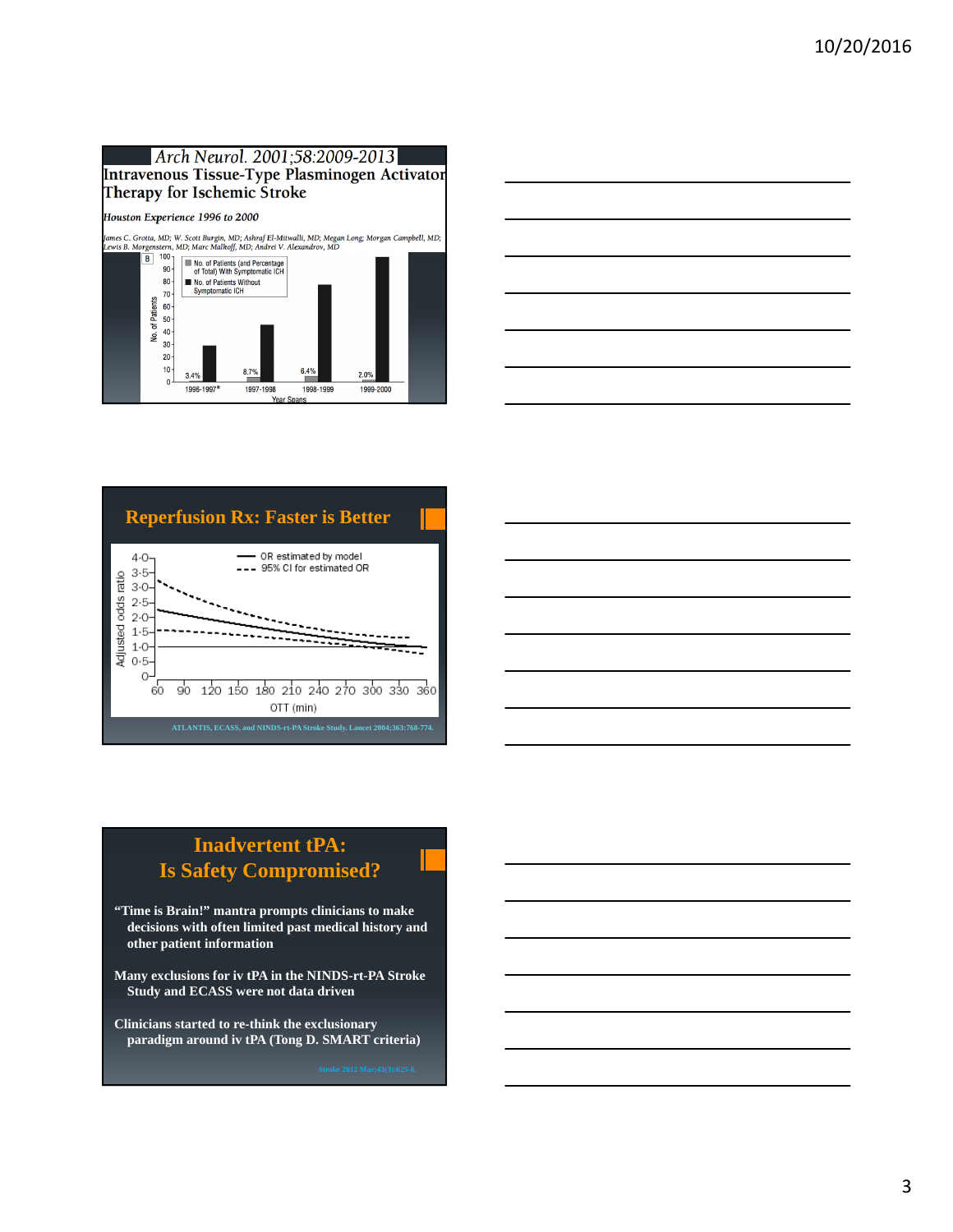## Arch Neurol. 2001;58:2009-2013

**Intravenous Tissue-Type Plasminogen Activator Therapy for Ischemic Stroke**

*Houston Experience 1996 to 2000*

*James C. Grotta, MD; W. Scott Burgin, MD; Ashraf El-Mitwalli, MD; Megan Long; Morgan Campbell, MD; Lewis B. Morgenstern, MD; Marc Malkoff, MD; Andrei V. Alexandrov, MD*

| Year Spans | % of Patients With Symptomatic ICH |
|---|---|
| 1996-1997* | 3.4% |
| 1997-1998 | 8.7% |
| 1998-1999 | 6.4% |
| 1999-2000 | 2.0% |

## Reperfusion Rx: Faster is Better

ATLANTIS, ECASS, and NINDS-rt-PA Stroke Study. Lancet 2004;363:768-774.

## Inadvertent tPA: Is Safety Compromised?

- "Time is Brain!" mantra prompts clinicians to make decisions with often limited past medical history and other patient information
- Many exclusions for iv tPA in the NINDS-rt-PA Stroke Study and ECASS were not data driven
- Clinicians started to re-think the exclusionary paradigm around iv tPA (Tong D. SMART criteria)

Stroke 2012 Mar;43(3):625-6.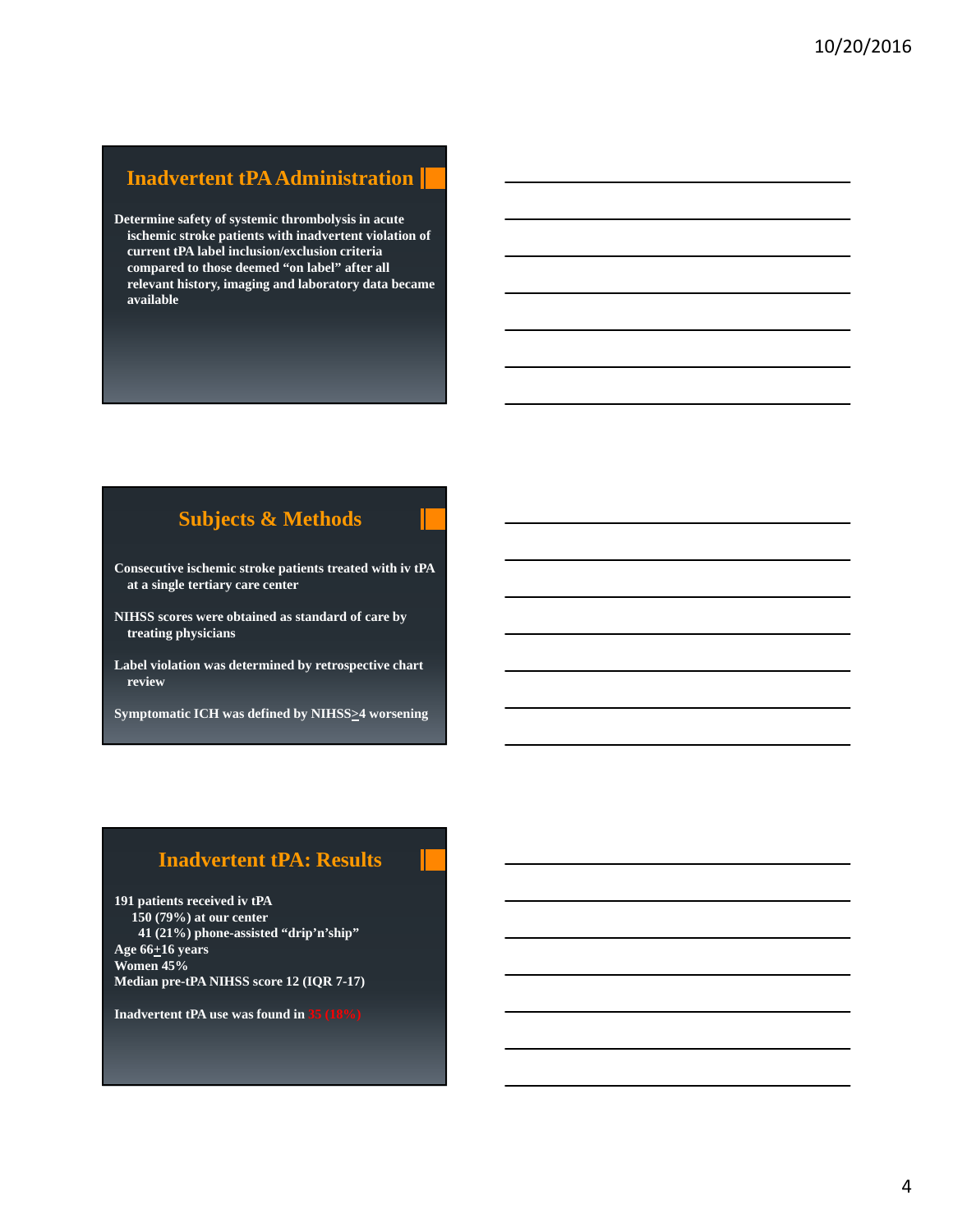## Inadvertent tPA Administration

Determine safety of systemic thrombolysis in acute ischemic stroke patients with inadvertent violation of current tPA label inclusion/exclusion criteria compared to those deemed "on label" after all relevant history, imaging and laboratory data became available

## Subjects & Methods

Consecutive ischemic stroke patients treated with iv tPA at a single tertiary care center

NIHSS scores were obtained as standard of care by treating physicians

Label violation was determined by retrospective chart review

Symptomatic ICH was defined by NIHSS ≥4 worsening

## Inadvertent tPA: Results

191 patients received iv tPA
- 150 (79%) at our center
- 41 (21%) phone-assisted "drip'n'ship"

Age 66±16 years
Women 45%
Median pre-tPA NIHSS score 12 (IQR 7-17)

Inadvertent tPA use was found in 35 (18%)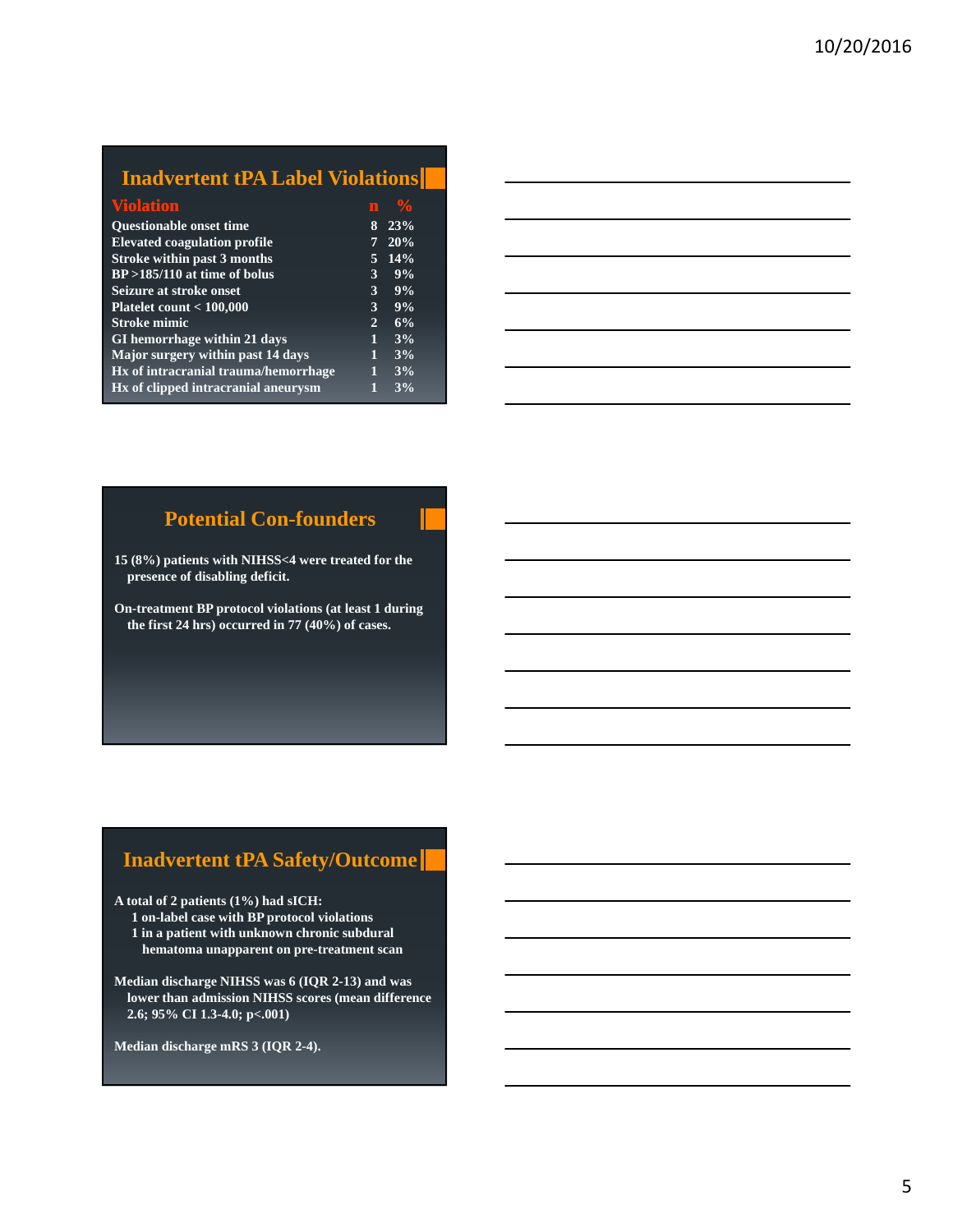## Inadvertent tPA Label Violations

| Violation | n | % |
|---|---|---|
| Questionable onset time | 8 | 23% |
| Elevated coagulation profile | 7 | 20% |
| Stroke within past 3 months | 5 | 14% |
| BP >185/110 at time of bolus | 3 | 9% |
| Seizure at stroke onset | 3 | 9% |
| Platelet count < 100,000 | 3 | 9% |
| Stroke mimic | 2 | 6% |
| GI hemorrhage within 21 days | 1 | 3% |
| Major surgery within past 14 days | 1 | 3% |
| Hx of intracranial trauma/hemorrhage | 1 | 3% |
| Hx of clipped intracranial aneurysm | 1 | 3% |

## Potential Con-founders

15 (8%) patients with NIHSS<4 were treated for the presence of disabling deficit.

On-treatment BP protocol violations (at least 1 during the first 24 hrs) occurred in 77 (40%) of cases.

## Inadvertent tPA Safety/Outcome

A total of 2 patients (1%) had sICH:
- 1 on-label case with BP protocol violations
- 1 in a patient with unknown chronic subdural hematoma unapparent on pre-treatment scan

Median discharge NIHSS was 6 (IQR 2-13) and was lower than admission NIHSS scores (mean difference 2.6; 95% CI 1.3-4.0; $p<.001$)

Median discharge mRS 3 (IQR 2-4).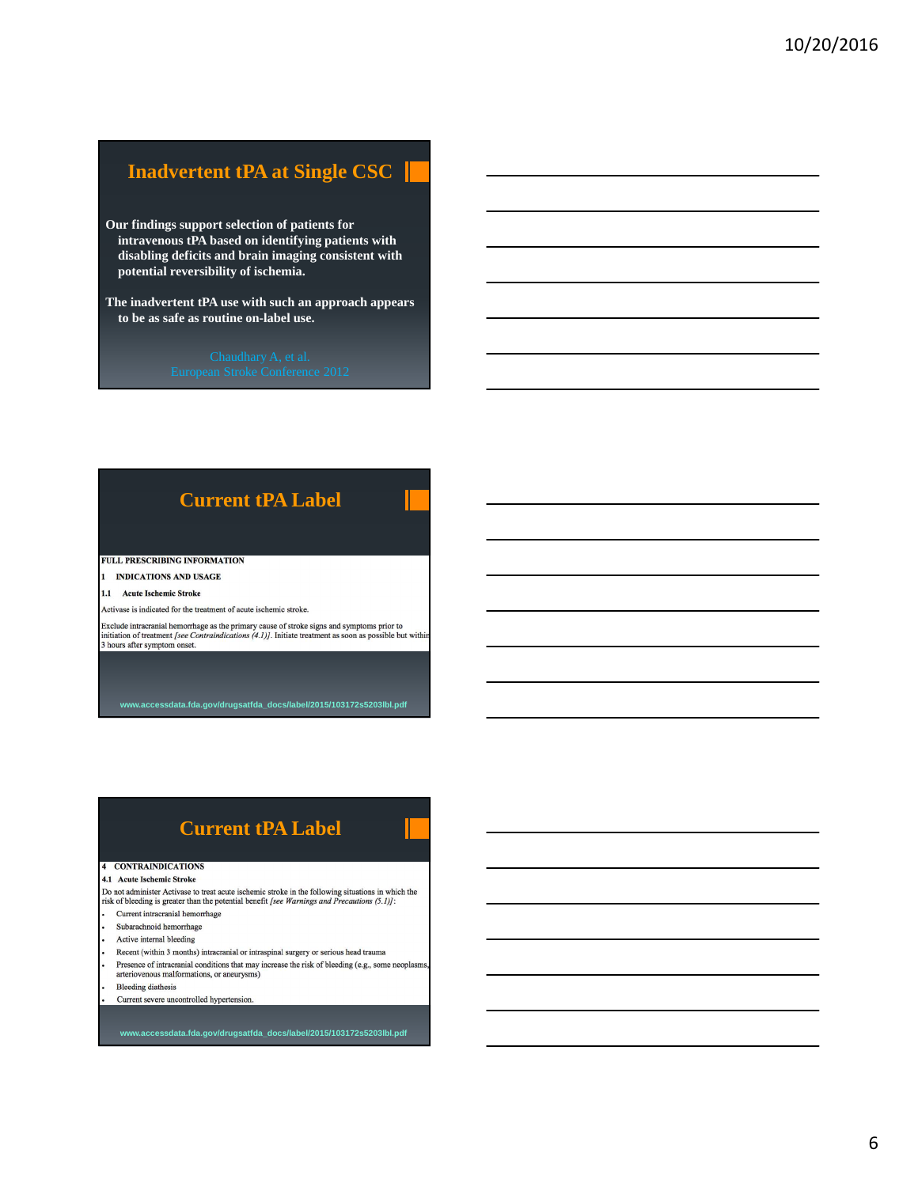## Inadvertent tPA at Single CSC

Our findings support selection of patients for intravenous tPA based on identifying patients with disabling deficits and brain imaging consistent with potential reversibility of ischemia.

The inadvertent tPA use with such an approach appears to be as safe as routine on-label use.

Chaudhary A, et al.
European Stroke Conference 2012

## Current tPA Label

**FULL PRESCRIBING INFORMATION**

**1 INDICATIONS AND USAGE**

**1.1 Acute Ischemic Stroke**

Activase is indicated for the treatment of acute ischemic stroke.

Exclude intracranial hemorrhage as the primary cause of stroke signs and symptoms prior to initiation of treatment *[see Contraindications (4.1)]*. Initiate treatment as soon as possible but within 3 hours after symptom onset.

www.accessdata.fda.gov/drugsatfda_docs/label/2015/103172s5203lbl.pdf

## Current tPA Label

**4 CONTRAINDICATIONS**

**4.1 Acute Ischemic Stroke**

Do not administer Activase to treat acute ischemic stroke in the following situations in which the risk of bleeding is greater than the potential benefit *[see Warnings and Precautions (5.1)]*:

- Current intracranial hemorrhage
- Subarachnoid hemorrhage
- Active internal bleeding
- Recent (within 3 months) intracranial or intraspinal surgery or serious head trauma
- Presence of intracranial conditions that may increase the risk of bleeding (e.g., some neoplasms, arteriovenous malformations, or aneurysms)
- Bleeding diathesis
- Current severe uncontrolled hypertension.

www.accessdata.fda.gov/drugsatfda_docs/label/2015/103172s5203lbl.pdf